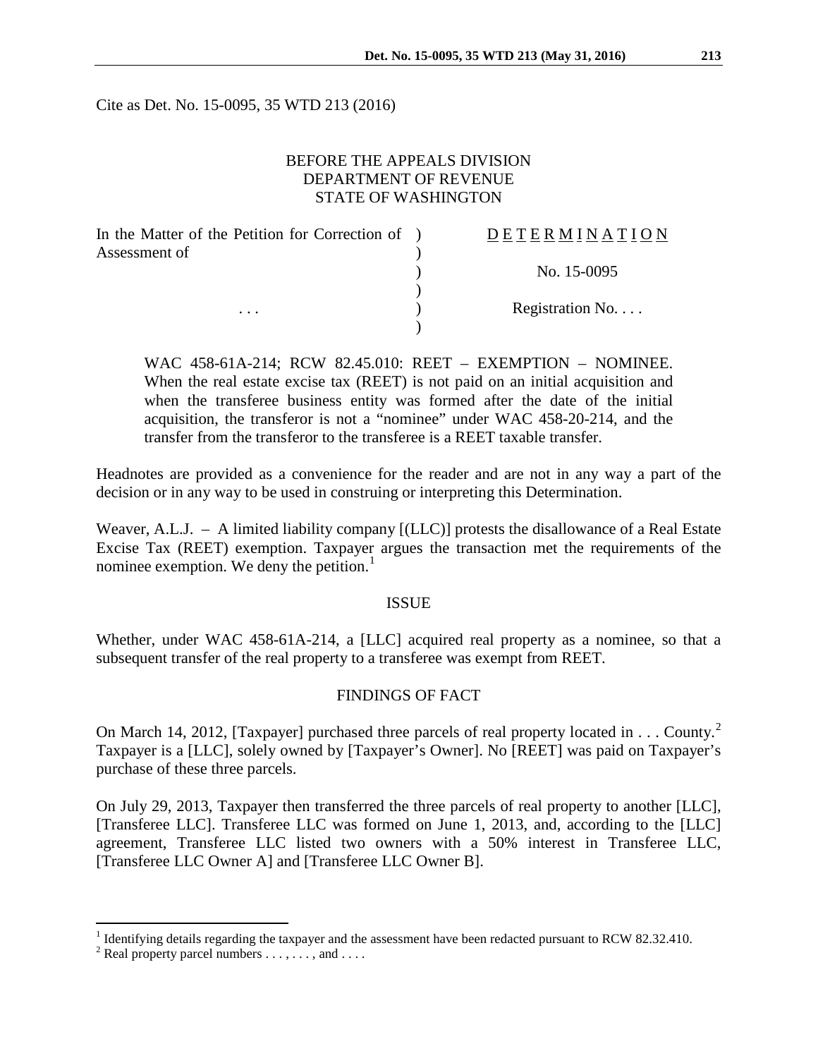Cite as Det. No. 15-0095, 35 WTD 213 (2016)

BEFORE THE APPEALS DIVISION
DEPARTMENT OF REVENUE
STATE OF WASHINGTON

| | |
|---|---|
| In the Matter of the Petition for Correction of Assessment of | D E T E R M I N A T I O N |
| | No. 15-0095 |
| . . . | Registration No. . . . |

WAC 458-61A-214; RCW 82.45.010: REET – EXEMPTION – NOMINEE. When the real estate excise tax (REET) is not paid on an initial acquisition and when the transferee business entity was formed after the date of the initial acquisition, the transferor is not a "nominee" under WAC 458-20-214, and the transfer from the transferor to the transferee is a REET taxable transfer.

Headnotes are provided as a convenience for the reader and are not in any way a part of the decision or in any way to be used in construing or interpreting this Determination.

Weaver, A.L.J. – A limited liability company [(LLC)] protests the disallowance of a Real Estate Excise Tax (REET) exemption. Taxpayer argues the transaction met the requirements of the nominee exemption. We deny the petition.[1]

## ISSUE

Whether, under WAC 458-61A-214, a [LLC] acquired real property as a nominee, so that a subsequent transfer of the real property to a transferee was exempt from REET.

## FINDINGS OF FACT

On March 14, 2012, [Taxpayer] purchased three parcels of real property located in . . . County.[2] Taxpayer is a [LLC], solely owned by [Taxpayer's Owner]. No [REET] was paid on Taxpayer's purchase of these three parcels.

On July 29, 2013, Taxpayer then transferred the three parcels of real property to another [LLC], [Transferee LLC]. Transferee LLC was formed on June 1, 2013, and, according to the [LLC] agreement, Transferee LLC listed two owners with a 50% interest in Transferee LLC, [Transferee LLC Owner A] and [Transferee LLC Owner B].

---

[1] Identifying details regarding the taxpayer and the assessment have been redacted pursuant to RCW 82.32.410.

[2] Real property parcel numbers . . . , . . . , and . . . .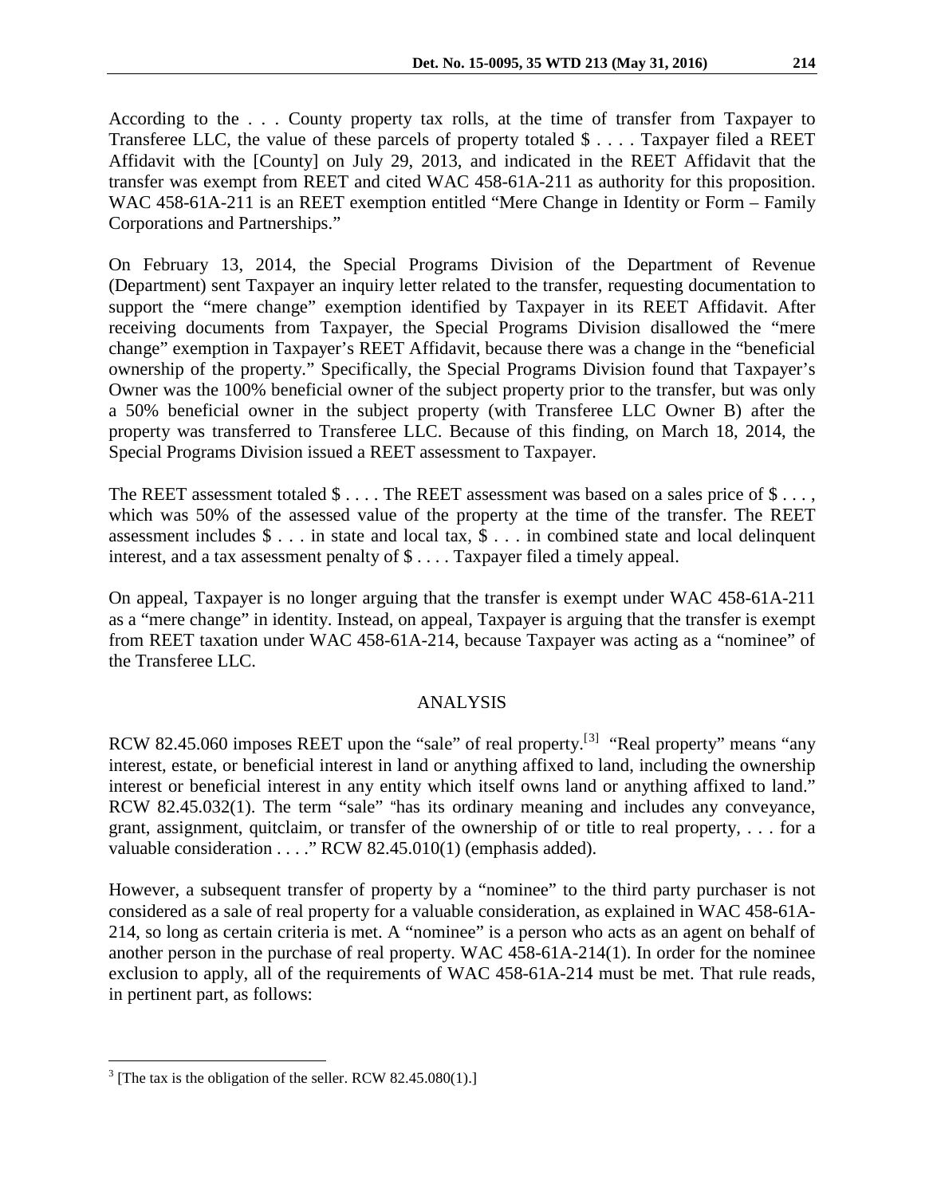According to the . . . County property tax rolls, at the time of transfer from Taxpayer to Transferee LLC, the value of these parcels of property totaled $ . . . . Taxpayer filed a REET Affidavit with the [County] on July 29, 2013, and indicated in the REET Affidavit that the transfer was exempt from REET and cited WAC 458-61A-211 as authority for this proposition. WAC 458-61A-211 is an REET exemption entitled "Mere Change in Identity or Form – Family Corporations and Partnerships."

On February 13, 2014, the Special Programs Division of the Department of Revenue (Department) sent Taxpayer an inquiry letter related to the transfer, requesting documentation to support the "mere change" exemption identified by Taxpayer in its REET Affidavit. After receiving documents from Taxpayer, the Special Programs Division disallowed the "mere change" exemption in Taxpayer's REET Affidavit, because there was a change in the "beneficial ownership of the property." Specifically, the Special Programs Division found that Taxpayer's Owner was the 100% beneficial owner of the subject property prior to the transfer, but was only a 50% beneficial owner in the subject property (with Transferee LLC Owner B) after the property was transferred to Transferee LLC. Because of this finding, on March 18, 2014, the Special Programs Division issued a REET assessment to Taxpayer.

The REET assessment totaled $ . . . . The REET assessment was based on a sales price of $ . . . , which was 50% of the assessed value of the property at the time of the transfer. The REET assessment includes $ . . . in state and local tax, $ . . . in combined state and local delinquent interest, and a tax assessment penalty of $ . . . . Taxpayer filed a timely appeal.

On appeal, Taxpayer is no longer arguing that the transfer is exempt under WAC 458-61A-211 as a "mere change" in identity. Instead, on appeal, Taxpayer is arguing that the transfer is exempt from REET taxation under WAC 458-61A-214, because Taxpayer was acting as a "nominee" of the Transferee LLC.

## ANALYSIS

RCW 82.45.060 imposes REET upon the "sale" of real property.[3] "Real property" means "any interest, estate, or beneficial interest in land or anything affixed to land, including the ownership interest or beneficial interest in any entity which itself owns land or anything affixed to land." RCW 82.45.032(1). The term "sale" "has its ordinary meaning and includes any conveyance, grant, assignment, quitclaim, or transfer of the ownership of or title to real property, . . . for a valuable consideration . . . ." RCW 82.45.010(1) (emphasis added).

However, a subsequent transfer of property by a "nominee" to the third party purchaser is not considered as a sale of real property for a valuable consideration, as explained in WAC 458-61A-214, so long as certain criteria is met. A "nominee" is a person who acts as an agent on behalf of another person in the purchase of real property. WAC 458-61A-214(1). In order for the nominee exclusion to apply, all of the requirements of WAC 458-61A-214 must be met. That rule reads, in pertinent part, as follows:

---

[3] [The tax is the obligation of the seller. RCW 82.45.080(1).]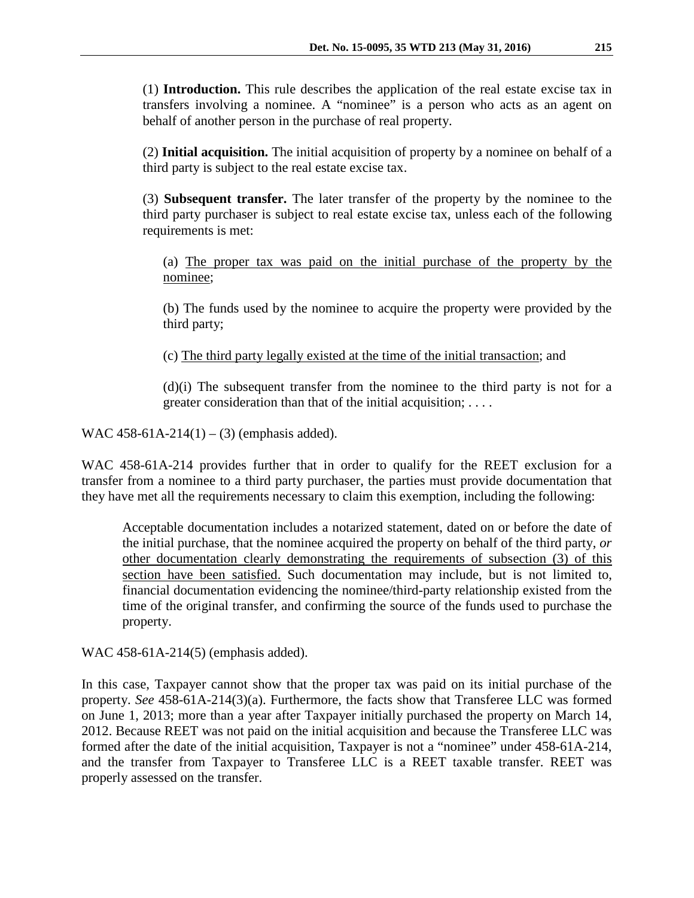> (1) **Introduction.** This rule describes the application of the real estate excise tax in transfers involving a nominee. A "nominee" is a person who acts as an agent on behalf of another person in the purchase of real property.
>
> (2) **Initial acquisition.** The initial acquisition of property by a nominee on behalf of a third party is subject to the real estate excise tax.
>
> (3) **Subsequent transfer.** The later transfer of the property by the nominee to the third party purchaser is subject to real estate excise tax, unless each of the following requirements is met:
>
> > (a) <u>The proper tax was paid on the initial purchase of the property by the nominee</u>;
> >
> > (b) The funds used by the nominee to acquire the property were provided by the third party;
> >
> > (c) <u>The third party legally existed at the time of the initial transaction</u>; and
> >
> > (d)(i) The subsequent transfer from the nominee to the third party is not for a greater consideration than that of the initial acquisition; . . . .

WAC 458-61A-214(1) – (3) (emphasis added).

WAC 458-61A-214 provides further that in order to qualify for the REET exclusion for a transfer from a nominee to a third party purchaser, the parties must provide documentation that they have met all the requirements necessary to claim this exemption, including the following:

> Acceptable documentation includes a notarized statement, dated on or before the date of the initial purchase, that the nominee acquired the property on behalf of the third party, *or* <u>other documentation clearly demonstrating the requirements of subsection (3) of this section have been satisfied.</u> Such documentation may include, but is not limited to, financial documentation evidencing the nominee/third-party relationship existed from the time of the original transfer, and confirming the source of the funds used to purchase the property.

WAC 458-61A-214(5) (emphasis added).

In this case, Taxpayer cannot show that the proper tax was paid on its initial purchase of the property. *See* 458-61A-214(3)(a). Furthermore, the facts show that Transferee LLC was formed on June 1, 2013; more than a year after Taxpayer initially purchased the property on March 14, 2012. Because REET was not paid on the initial acquisition and because the Transferee LLC was formed after the date of the initial acquisition, Taxpayer is not a "nominee" under 458-61A-214, and the transfer from Taxpayer to Transferee LLC is a REET taxable transfer. REET was properly assessed on the transfer.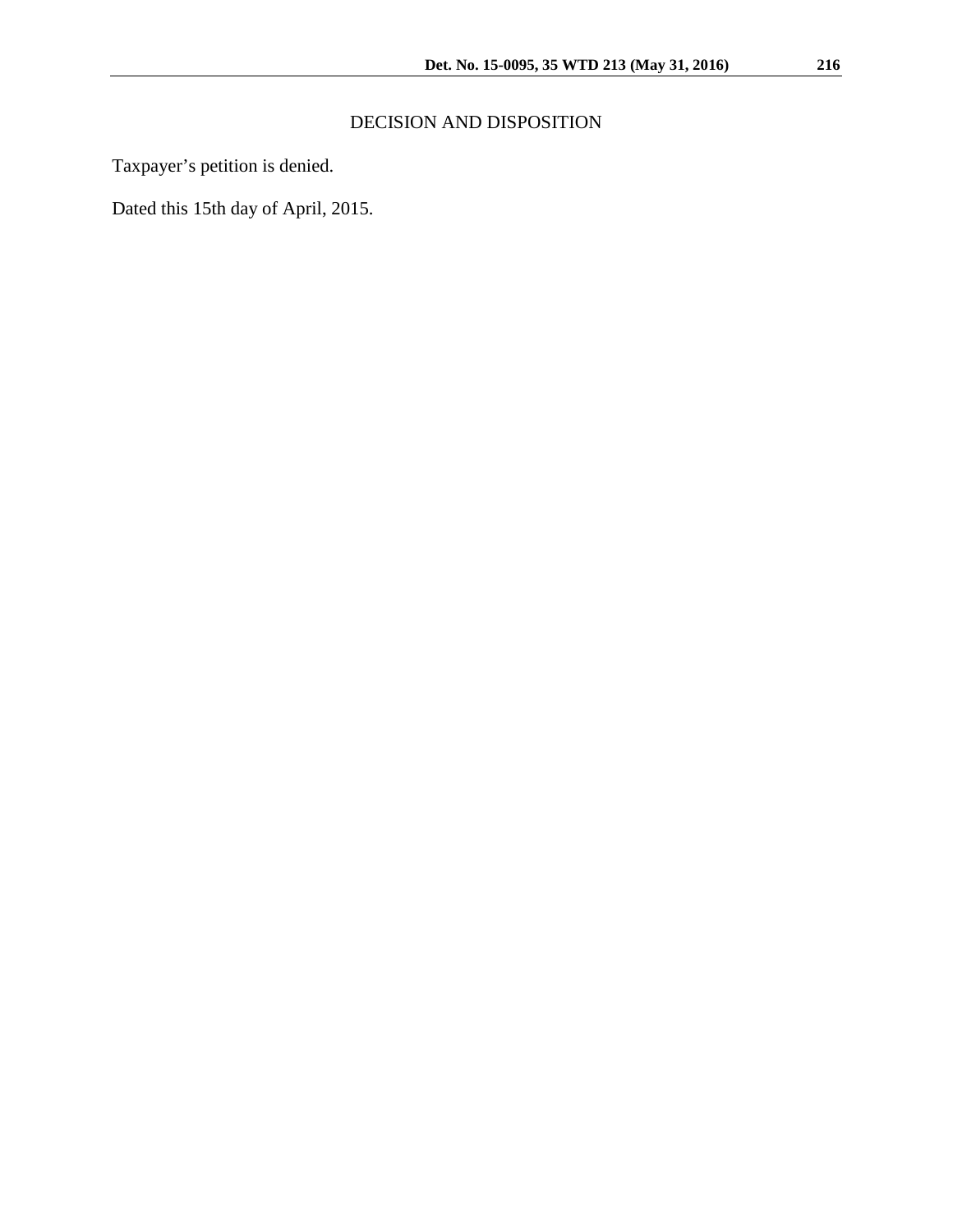## DECISION AND DISPOSITION

Taxpayer’s petition is denied.

Dated this 15th day of April, 2015.